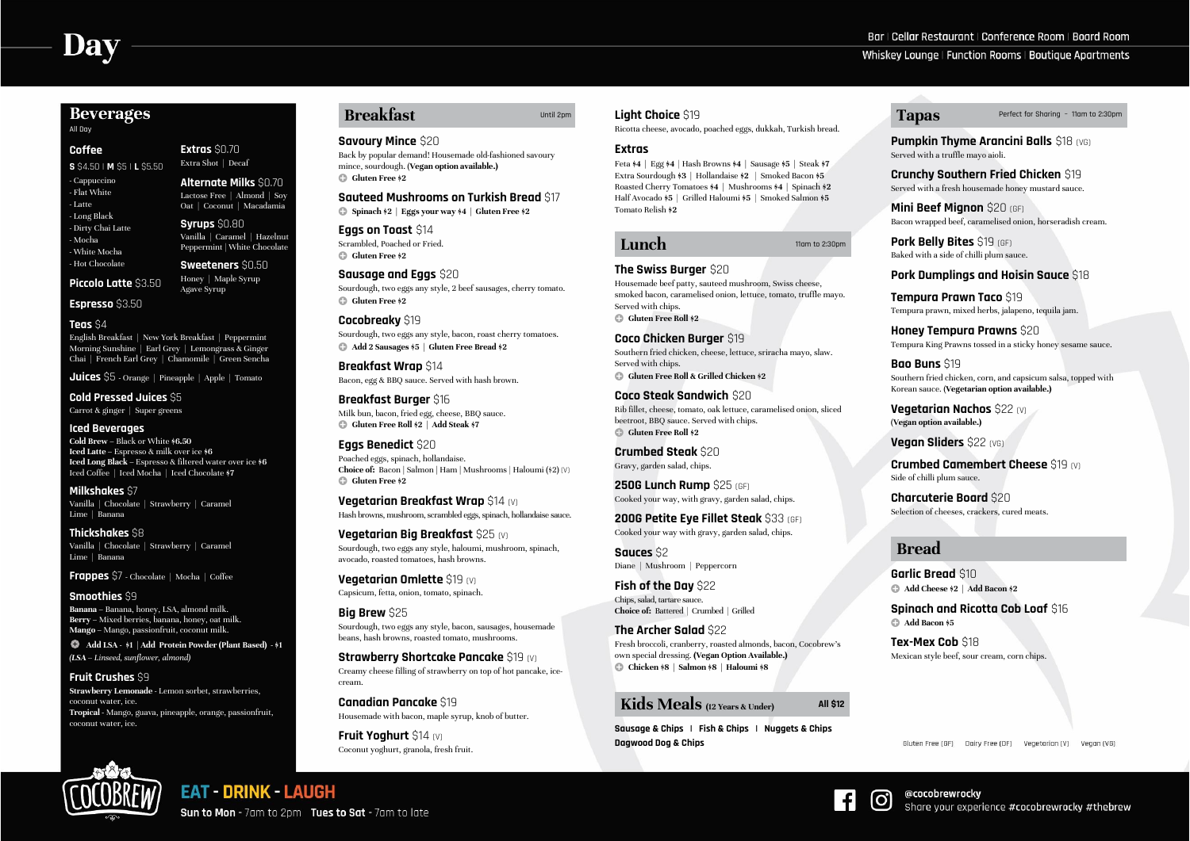# Day

Bar | Cellar Restaurant | Conference Room | Board Room
Whiskey Lounge | Function Rooms | Boutique Apartments

## Beverages

All Day

### Coffee

**S** $4.50 | **M** $5 | **L** $5.50

- Cappuccino
- Flat White
- Latte
- Long Black
- Dirty Chai Latte
- Mocha
- White Mocha
- Hot Chocolate

### Extras $0.70

Extra Shot | Decaf

### Alternate Milks $0.70

Lactose Free | Almond | Soy
Oat | Coconut | Macadamia

### Syrups $0.80

Vanilla | Caramel | Hazelnut
Peppermint | White Chocolate

### Sweeteners $0.50

Honey | Maple Syrup
Agave Syrup

### Piccolo Latte $3.50

### Espresso $3.50

### Teas $4

English Breakfast | New York Breakfast | Peppermint
Morning Sunshine | Earl Grey | Lemongrass & Ginger
Chai | French Earl Grey | Chamomile | Green Sencha

### Juices $5 - Orange | Pineapple | Apple | Tomato

### Cold Pressed Juices $5

Carrot & ginger | Super greens

### Iced Beverages

**Cold Brew** – Black or White **$6.50**
**Iced Latte** – Espresso & milk over ice **$6**
**Iced Long Black** – Espresso & filtered water over ice **$6**
Iced Coffee | Iced Mocha | Iced Chocolate **$7**

### Milkshakes $7

Vanilla | Chocolate | Strawberry | Caramel
Lime | Banana

### Thickshakes $8

Vanilla | Chocolate | Strawberry | Caramel
Lime | Banana

### Frappes $7 - Chocolate | Mocha | Coffee

### Smoothies $9

**Banana** – Banana, honey, LSA, almond milk.
**Berry** – Mixed berries, banana, honey, oat milk.
**Mango** – Mango, passionfruit, coconut milk.

**Add LSA - $1 | Add Protein Powder (Plant Based) - $1**

*(LSA – Linseed, sunflower, almond)*

### Fruit Crushes $9

**Strawberry Lemonade** - Lemon sorbet, strawberries, coconut water, ice.
**Tropical** - Mango, guava, pineapple, orange, passionfruit, coconut water, ice.

## Breakfast

Until 2pm

### Savoury Mince $20

Back by popular demand! Housemade old-fashioned savoury mince, sourdough. **(Vegan option available.)**

**Gluten Free $2**

### Sauteed Mushrooms on Turkish Bread $17

**Spinach $2 | Eggs your way $4 | Gluten Free $2**

### Eggs on Toast $14

Scrambled, Poached or Fried.

**Gluten Free $2**

### Sausage and Eggs $20

Sourdough, two eggs any style, 2 beef sausages, cherry tomato.

**Gluten Free $2**

### Cocobreaky $19

Sourdough, two eggs any style, bacon, roast cherry tomatoes.

**Add 2 Sausages $5 | Gluten Free Bread $2**

### Breakfast Wrap $14

Bacon, egg & BBQ sauce. Served with hash brown.

### Breakfast Burger $16

Milk bun, bacon, fried egg, cheese, BBQ sauce.

**Gluten Free Roll $2 | Add Steak $7**

### Eggs Benedict $20

Poached eggs, spinach, hollandaise.
**Choice of:** Bacon | Salmon | Ham | Mushrooms | Haloumi ($2) (V)

**Gluten Free $2**

### Vegetarian Breakfast Wrap $14 (V)

Hash browns, mushroom, scrambled eggs, spinach, hollandaise sauce.

### Vegetarian Big Breakfast $25 (V)

Sourdough, two eggs any style, haloumi, mushroom, spinach, avocado, roasted tomatoes, hash browns.

### Vegetarian Omlette $19 (V)

Capsicum, fetta, onion, tomato, spinach.

### Big Brew $25

Sourdough, two eggs any style, bacon, sausages, housemade beans, hash browns, roasted tomato, mushrooms.

### Strawberry Shortcake Pancake $19 (V)

Creamy cheese filling of strawberry on top of hot pancake, ice-cream.

### Canadian Pancake $19

Housemade with bacon, maple syrup, knob of butter.

### Fruit Yoghurt $14 (V)

Coconut yoghurt, granola, fresh fruit.

### Light Choice $19

Ricotta cheese, avocado, poached eggs, dukkah, Turkish bread.

### Extras

Feta **$4** | Egg **$4** | Hash Browns **$4** | Sausage **$5** | Steak **$7**
Extra Sourdough **$3** | Hollandaise **$2** | Smoked Bacon **$5**
Roasted Cherry Tomatoes **$4** | Mushrooms **$4** | Spinach **$2**
Half Avocado **$5** | Grilled Haloumi **$5** | Smoked Salmon **$5**
Tomato Relish **$2**

## Lunch

11am to 2:30pm

### The Swiss Burger $20

Housemade beef patty, sauteed mushroom, Swiss cheese, smoked bacon, caramelised onion, lettuce, tomato, truffle mayo. Served with chips.

**Gluten Free Roll $2**

### Coco Chicken Burger $19

Southern fried chicken, cheese, lettuce, sriracha mayo, slaw. Served with chips.

**Gluten Free Roll & Grilled Chicken $2**

### Coco Steak Sandwich $20

Rib fillet, cheese, tomato, oak lettuce, caramelised onion, sliced beetroot, BBQ sauce. Served with chips.

**Gluten Free Roll $2**

### Crumbed Steak $20

Gravy, garden salad, chips.

### 250G Lunch Rump $25 (GF)

Cooked your way, with gravy, garden salad, chips.

### 200G Petite Eye Fillet Steak $33 (GF)

Cooked your way with gravy, garden salad, chips.

### Sauces $2

Diane | Mushroom | Peppercorn

### Fish of the Day $22

Chips, salad, tartare sauce.
**Choice of:** Battered | Crumbed | Grilled

### The Archer Salad $22

Fresh broccoli, cranberry, roasted almonds, bacon, Cocobrew's own special dressing. **(Vegan Option Available.)**

**Chicken $8 | Salmon $8 | Haloumi $8**

## Kids Meals (12 Years & Under)

All $12

**Sausage & Chips | Fish & Chips | Nuggets & Chips**
**Dagwood Dog & Chips**

## Tapas

Perfect for Sharing - 11am to 2:30pm

### Pumpkin Thyme Arancini Balls $18 (VG)

Served with a truffle mayo aioli.

### Crunchy Southern Fried Chicken $19

Served with a fresh housemade honey mustard sauce.

### Mini Beef Mignon $20 (GF)

Bacon wrapped beef, caramelised onion, horseradish cream.

### Pork Belly Bites $19 (GF)

Baked with a side of chilli plum sauce.

### Pork Dumplings and Hoisin Sauce $18

### Tempura Prawn Taco $19

Tempura prawn, mixed herbs, jalapeno, tequila jam.

### Honey Tempura Prawns $20

Tempura King Prawns tossed in a sticky honey sesame sauce.

### Bao Buns $19

Southern fried chicken, corn, and capsicum salsa, topped with Korean sauce. **(Vegetarian option available.)**

### Vegetarian Nachos $22 (V)

**(Vegan option available.)**

### Vegan Sliders $22 (VG)

### Crumbed Camembert Cheese $19 (V)

Side of chilli plum sauce.

### Charcuterie Board $20

Selection of cheeses, crackers, cured meats.

## Bread

### Garlic Bread $10

**Add Cheese $2 | Add Bacon $2**

### Spinach and Ricotta Cob Loaf $16

**Add Bacon $5**

### Tex-Mex Cob $18

Mexican style beef, sour cream, corn chips.

Gluten Free (GF) Dairy Free (DF) Vegetarian (V) Vegan (VG)

COCOBREW

**EAT - DRINK - LAUGH**

**Sun to Mon** - 7am to 2pm **Tues to Sat** - 7am to late

@cocobrewrocky
Share your experience #cocobrewrocky #thebrew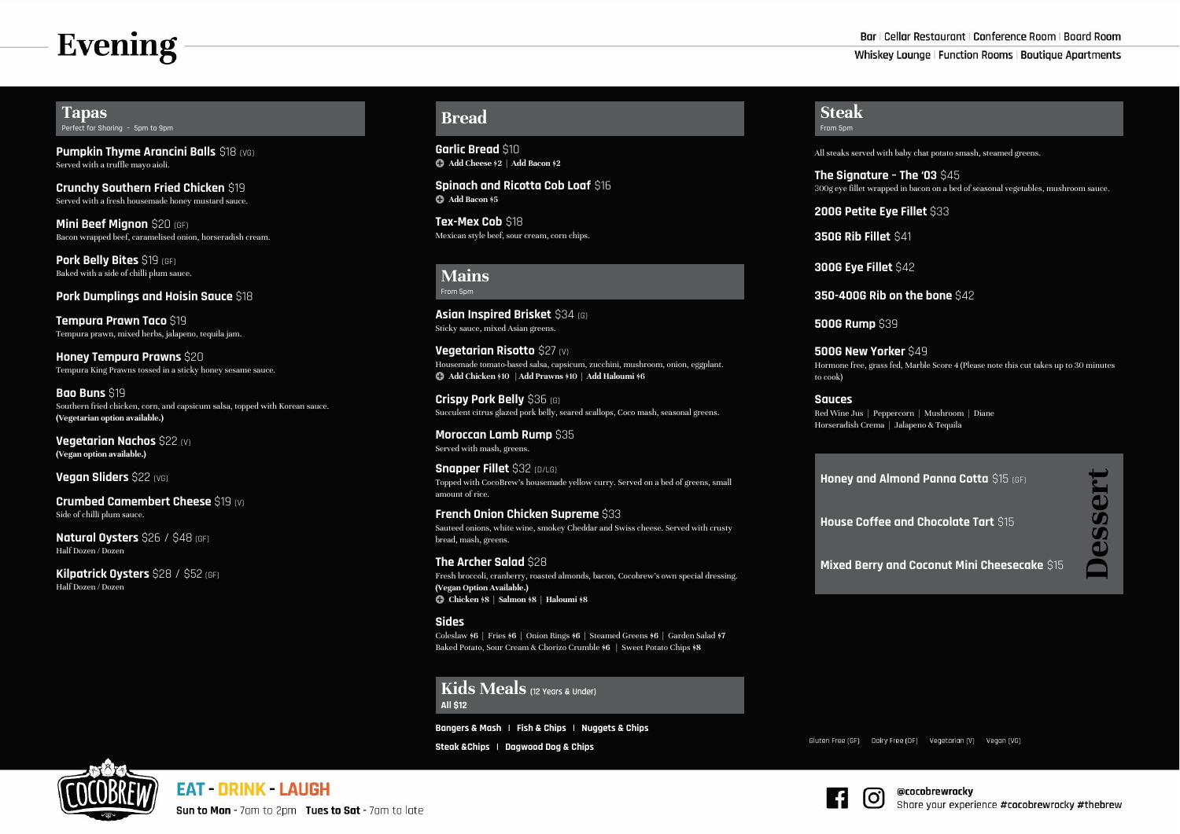# Evening

Bar | Cellar Restaurant | Conference Room | Board Room
Whiskey Lounge | Function Rooms | Boutique Apartments

## Tapas

Perfect for Sharing - 5pm to 9pm

**Pumpkin Thyme Arancini Balls** $18 (VG)
Served with a truffle mayo aioli.

**Crunchy Southern Fried Chicken** $19
Served with a fresh housemade honey mustard sauce.

**Mini Beef Mignon** $20 (GF)
Bacon wrapped beef, caramelised onion, horseradish cream.

**Pork Belly Bites** $19 (GF)
Baked with a side of chilli plum sauce.

**Pork Dumplings and Hoisin Sauce** $18

**Tempura Prawn Taco** $19
Tempura prawn, mixed herbs, jalapeno, tequila jam.

**Honey Tempura Prawns** $20
Tempura King Prawns tossed in a sticky honey sesame sauce.

**Bao Buns** $19
Southern fried chicken, corn, and capsicum salsa, topped with Korean sauce.
**(Vegetarian option available.)**

**Vegetarian Nachos** $22 (V)
**(Vegan option available.)**

**Vegan Sliders** $22 (VG)

**Crumbed Camembert Cheese** $19 (V)
Side of chilli plum sauce.

**Natural Oysters** $26 / $48 (GF)
Half Dozen / Dozen

**Kilpatrick Oysters** $28 / $52 (GF)
Half Dozen / Dozen

## Bread

**Garlic Bread** $10
Add Cheese $2 | Add Bacon $2

**Spinach and Ricotta Cob Loaf** $16
Add Bacon $5

**Tex-Mex Cob** $18
Mexican style beef, sour cream, corn chips.

## Mains

From 5pm

**Asian Inspired Brisket** $34 (G)
Sticky sauce, mixed Asian greens.

**Vegetarian Risotto** $27 (V)
Housemade tomato-based salsa, capsicum, zucchini, mushroom, onion, eggplant.
Add Chicken $10 | Add Prawns $10 | Add Haloumi $6

**Crispy Pork Belly** $36 (G)
Succulent citrus glazed pork belly, seared scallops, Coco mash, seasonal greens.

**Moroccan Lamb Rump** $35
Served with mash, greens.

**Snapper Fillet** $32 (D/LG)
Topped with CocoBrew's housemade yellow curry. Served on a bed of greens, small amount of rice.

**French Onion Chicken Supreme** $33
Sauteed onions, white wine, smokey Cheddar and Swiss cheese. Served with crusty bread, mash, greens.

**The Archer Salad** $28
Fresh brocoli, cranberry, roasted almonds, bacon, Cocobrew's own special dressing.
**(Vegan Option Available.)**
Chicken $8 | Salmon $8 | Haloumi $8

**Sides**
Coleslaw $6 | Fries $6 | Onion Rings $6 | Steamed Greens $6 | Garden Salad $7
Baked Potato, Sour Cream & Chorizo Crumble $6 | Sweet Potato Chips $8

## Kids Meals (12 Years & Under)

All $12

Bangers & Mash | Fish & Chips | Nuggets & Chips
Steak &Chips | Dagwood Dog & Chips

## Steak

From 5pm

All steaks served with baby chat potato smash, steamed greens.

**The Signature - The '03** $45
300g eye fillet wrapped in bacon on a bed of seasonal vegetables, mushroom sauce.

**200G Petite Eye Fillet** $33

**350G Rib Fillet** $41

**300G Eye Fillet** $42

**350-400G Rib on the bone** $42

**500G Rump** $39

**500G New Yorker** $49
Hormone free, grass fed, Marble Score 4 (Please note this cut takes up to 30 minutes to cook)

**Sauces**
Red Wine Jus | Peppercorn | Mushroom | Diane
Horseradish Crema | Jalapeno & Tequila

## Dessert

**Honey and Almond Panna Cotta** $15 (GF)

**House Coffee and Chocolate Tart** $15

**Mixed Berry and Coconut Mini Cheesecake** $15

Gluten Free (GF) Dairy Free (DF) Vegetarian (V) Vegan (VG)

COCOBREW

EAT - DRINK - LAUGH

Sun to Mon - 7am to 2pm Tues to Sat - 7am to late

@cocobrewrocky
Share your experience #cocobrewrocky #thebrew